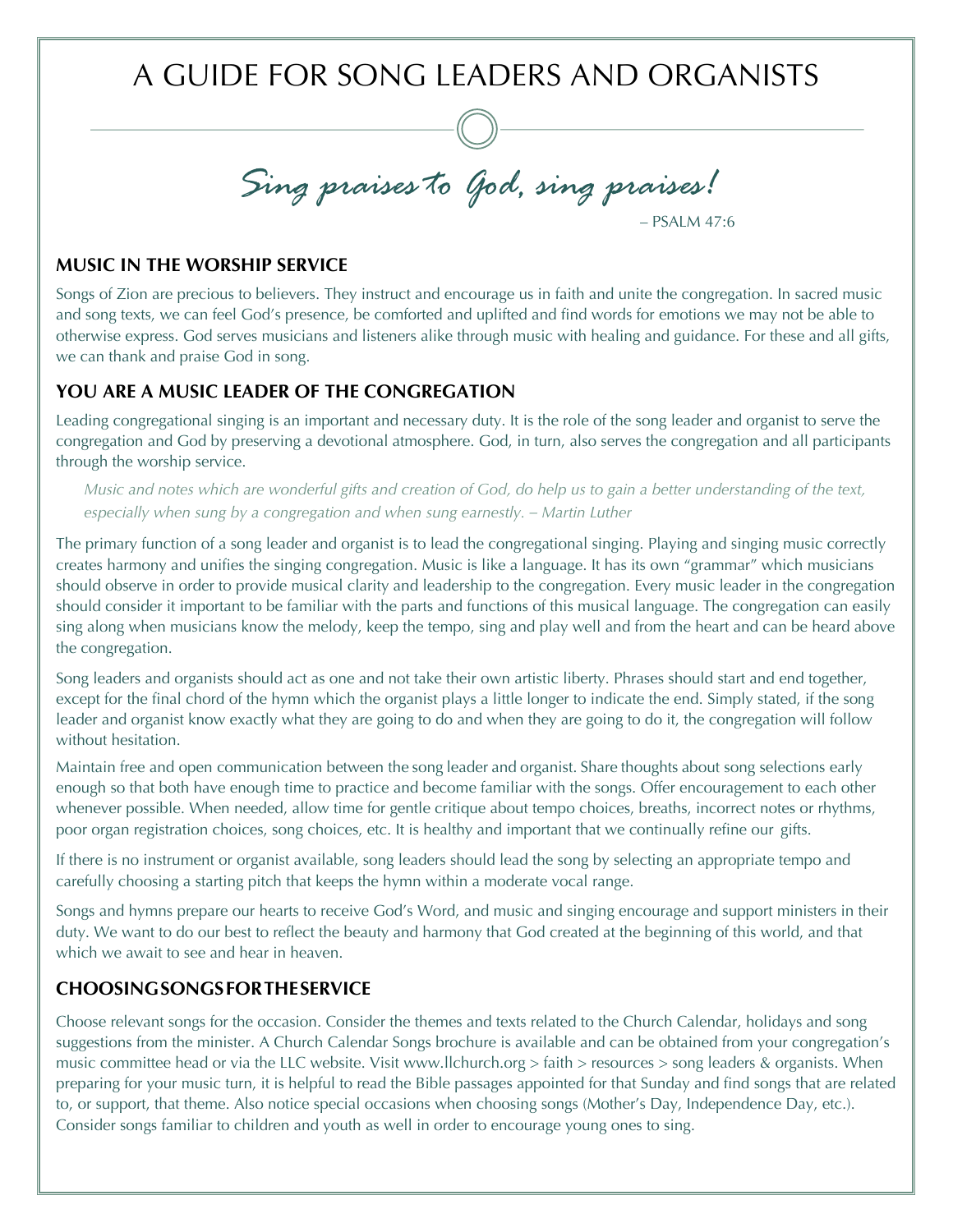# A GUIDE FOR SONG LEADERS AND ORGANISTS

*Sing praises to God, sing praises!*

– PSALM 47:6

## MUSIC IN THE WORSHIP SERVICE

Songs of Zion are precious to believers. They instruct and encourage us in faith and unite the congregation. In sacred music and song texts, we can feel God's presence, be comforted and uplifted and find words for emotions we may not be able to otherwise express. God serves musicians and listeners alike through music with healing and guidance. For these and all gifts, we can thank and praise God in song.

## YOU ARE A MUSIC LEADER OF THE CONGREGATION

Leading congregational singing is an important and necessary duty. It is the role of the song leader and organist to serve the congregation and God by preserving a devotional atmosphere. God, in turn, also serves the congregation and all participants through the worship service.

> *Music and notes which are wonderful gifts and creation of God, do help us to gain a better understanding of the text, especially when sung by a congregation and when sung earnestly. – Martin Luther*

The primary function of a song leader and organist is to lead the congregational singing. Playing and singing music correctly creates harmony and unifies the singing congregation. Music is like a language. It has its own "grammar" which musicians should observe in order to provide musical clarity and leadership to the congregation. Every music leader in the congregation should consider it important to be familiar with the parts and functions of this musical language. The congregation can easily sing along when musicians know the melody, keep the tempo, sing and play well and from the heart and can be heard above the congregation.

Song leaders and organists should act as one and not take their own artistic liberty. Phrases should start and end together, except for the final chord of the hymn which the organist plays a little longer to indicate the end. Simply stated, if the song leader and organist know exactly what they are going to do and when they are going to do it, the congregation will follow without hesitation.

Maintain free and open communication between the song leader and organist. Share thoughts about song selections early enough so that both have enough time to practice and become familiar with the songs. Offer encouragement to each other whenever possible. When needed, allow time for gentle critique about tempo choices, breaths, incorrect notes or rhythms, poor organ registration choices, song choices, etc. It is healthy and important that we continually refine our gifts.

If there is no instrument or organist available, song leaders should lead the song by selecting an appropriate tempo and carefully choosing a starting pitch that keeps the hymn within a moderate vocal range.

Songs and hymns prepare our hearts to receive God's Word, and music and singing encourage and support ministers in their duty. We want to do our best to reflect the beauty and harmony that God created at the beginning of this world, and that which we await to see and hear in heaven.

## CHOOSING SONGS FOR THE SERVICE

Choose relevant songs for the occasion. Consider the themes and texts related to the Church Calendar, holidays and song suggestions from the minister. A Church Calendar Songs brochure is available and can be obtained from your congregation's music committee head or via the LLC website. Visit www.llchurch.org > faith > resources > song leaders & organists. When preparing for your music turn, it is helpful to read the Bible passages appointed for that Sunday and find songs that are related to, or support, that theme. Also notice special occasions when choosing songs (Mother's Day, Independence Day, etc.). Consider songs familiar to children and youth as well in order to encourage young ones to sing.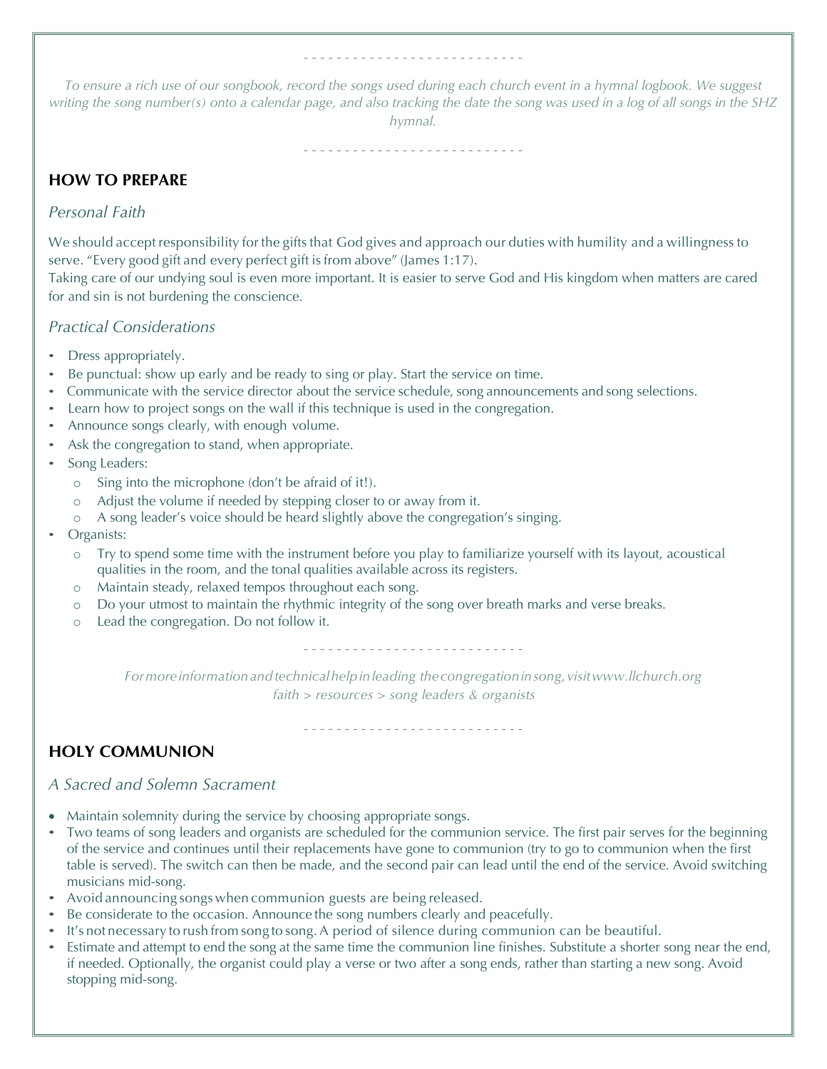- - - - - - - - - - - - - - - - - - - - - - - - - - -

*To ensure a rich use of our songbook, record the songs used during each church event in a hymnal logbook. We suggest writing the song number(s) onto a calendar page, and also tracking the date the song was used in a log of all songs in the SHZ hymnal.*

- - - - - - - - - - - - - - - - - - - - - - - - - - -

## HOW TO PREPARE

### *Personal Faith*

We should accept responsibility for the gifts that God gives and approach our duties with humility and a willingness to serve. "Every good gift and every perfect gift is from above" (James 1:17).
Taking care of our undying soul is even more important. It is easier to serve God and His kingdom when matters are cared for and sin is not burdening the conscience.

### *Practical Considerations*

- Dress appropriately.
- Be punctual: show up early and be ready to sing or play. Start the service on time.
- Communicate with the service director about the service schedule, song announcements and song selections.
- Learn how to project songs on the wall if this technique is used in the congregation.
- Announce songs clearly, with enough volume.
- Ask the congregation to stand, when appropriate.
- Song Leaders:
  - Sing into the microphone (don't be afraid of it!).
  - Adjust the volume if needed by stepping closer to or away from it.
  - A song leader's voice should be heard slightly above the congregation's singing.
- Organists:
  - Try to spend some time with the instrument before you play to familiarize yourself with its layout, acoustical qualities in the room, and the tonal qualities available across its registers.
  - Maintain steady, relaxed tempos throughout each song.
  - Do your utmost to maintain the rhythmic integrity of the song over breath marks and verse breaks.
  - Lead the congregation. Do not follow it.

- - - - - - - - - - - - - - - - - - - - - - - - - - -

*For more information and technical help in leading the congregation in song, visit www.llchurch.org*
*faith > resources > song leaders & organists*

- - - - - - - - - - - - - - - - - - - - - - - - - - -

## HOLY COMMUNION

### *A Sacred and Solemn Sacrament*

- Maintain solemnity during the service by choosing appropriate songs.
- Two teams of song leaders and organists are scheduled for the communion service. The first pair serves for the beginning of the service and continues until their replacements have gone to communion (try to go to communion when the first table is served). The switch can then be made, and the second pair can lead until the end of the service. Avoid switching musicians mid-song.
- Avoid announcing songs when communion guests are being released.
- Be considerate to the occasion. Announce the song numbers clearly and peacefully.
- It's not necessary to rush from song to song. A period of silence during communion can be beautiful.
- Estimate and attempt to end the song at the same time the communion line finishes. Substitute a shorter song near the end, if needed. Optionally, the organist could play a verse or two after a song ends, rather than starting a new song. Avoid stopping mid-song.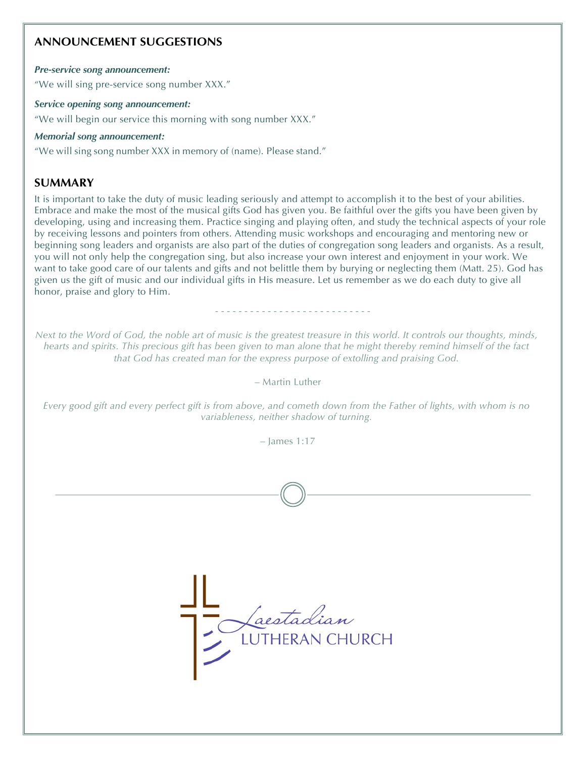## ANNOUNCEMENT SUGGESTIONS

***Pre-service song announcement:***

"We will sing pre-service song number XXX."

***Service opening song announcement:***

"We will begin our service this morning with song number XXX."

***Memorial song announcement:***

"We will sing song number XXX in memory of (name). Please stand."

## SUMMARY

It is important to take the duty of music leading seriously and attempt to accomplish it to the best of your abilities. Embrace and make the most of the musical gifts God has given you. Be faithful over the gifts you have been given by developing, using and increasing them. Practice singing and playing often, and study the technical aspects of your role by receiving lessons and pointers from others. Attending music workshops and encouraging and mentoring new or beginning song leaders and organists are also part of the duties of congregation song leaders and organists. As a result, you will not only help the congregation sing, but also increase your own interest and enjoyment in your work. We want to take good care of our talents and gifts and not belittle them by burying or neglecting them (Matt. 25). God has given us the gift of music and our individual gifts in His measure. Let us remember as we do each duty to give all honor, praise and glory to Him.

- - - - - - - - - - - - - - - - - - - - - - - - - - - -

*Next to the Word of God, the noble art of music is the greatest treasure in this world. It controls our thoughts, minds, hearts and spirits. This precious gift has been given to man alone that he might thereby remind himself of the fact that God has created man for the express purpose of extolling and praising God.*

– Martin Luther

*Every good gift and every perfect gift is from above, and cometh down from the Father of lights, with whom is no variableness, neither shadow of turning.*

– James 1:17

Laestadian
LUTHERAN CHURCH